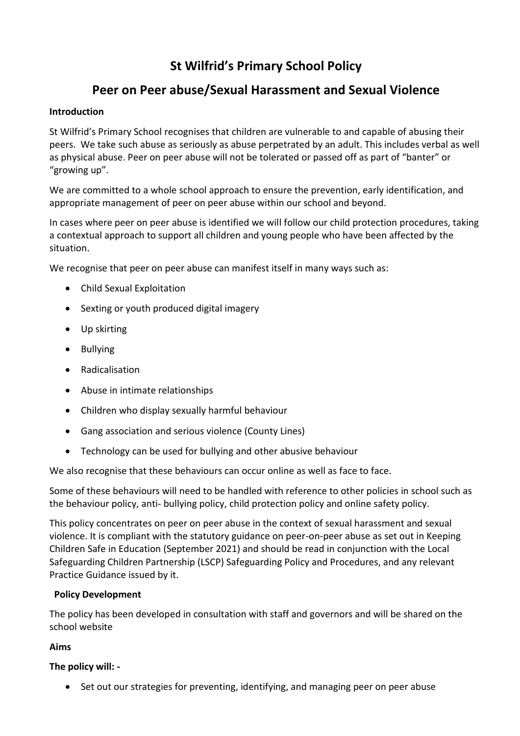# St Wilfrid's Primary School Policy

## Peer on Peer abuse/Sexual Harassment and Sexual Violence

**Introduction**

St Wilfrid's Primary School recognises that children are vulnerable to and capable of abusing their peers. We take such abuse as seriously as abuse perpetrated by an adult. This includes verbal as well as physical abuse. Peer on peer abuse will not be tolerated or passed off as part of "banter" or "growing up".

We are committed to a whole school approach to ensure the prevention, early identification, and appropriate management of peer on peer abuse within our school and beyond.

In cases where peer on peer abuse is identified we will follow our child protection procedures, taking a contextual approach to support all children and young people who have been affected by the situation.

We recognise that peer on peer abuse can manifest itself in many ways such as:

- Child Sexual Exploitation
- Sexting or youth produced digital imagery
- Up skirting
- Bullying
- Radicalisation
- Abuse in intimate relationships
- Children who display sexually harmful behaviour
- Gang association and serious violence (County Lines)
- Technology can be used for bullying and other abusive behaviour

We also recognise that these behaviours can occur online as well as face to face.

Some of these behaviours will need to be handled with reference to other policies in school such as the behaviour policy, anti- bullying policy, child protection policy and online safety policy.

This policy concentrates on peer on peer abuse in the context of sexual harassment and sexual violence. It is compliant with the statutory guidance on peer-on-peer abuse as set out in Keeping Children Safe in Education (September 2021) and should be read in conjunction with the Local Safeguarding Children Partnership (LSCP) Safeguarding Policy and Procedures, and any relevant Practice Guidance issued by it.

**Policy Development**

The policy has been developed in consultation with staff and governors and will be shared on the school website

**Aims**

**The policy will: -**

- Set out our strategies for preventing, identifying, and managing peer on peer abuse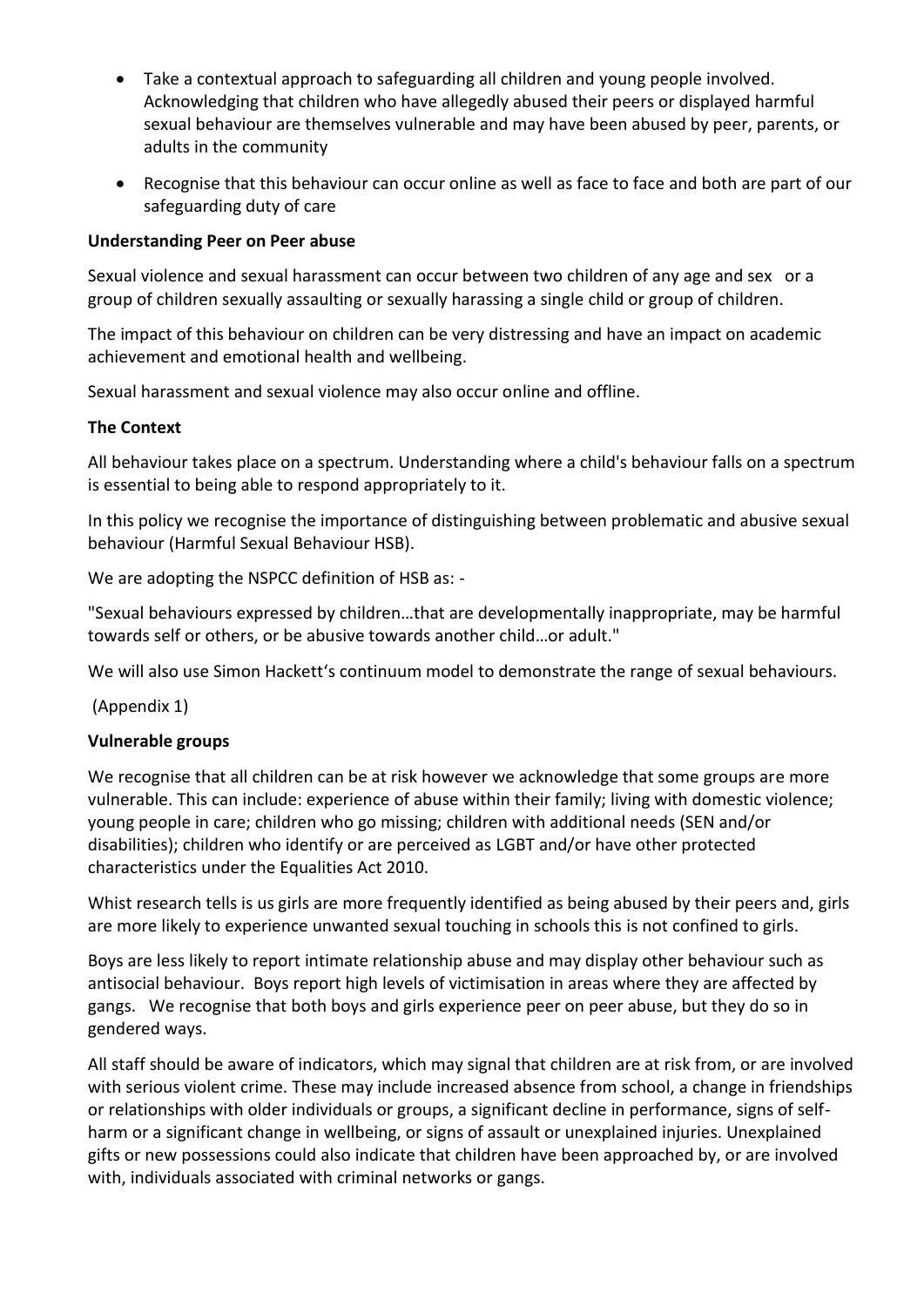- Take a contextual approach to safeguarding all children and young people involved. Acknowledging that children who have allegedly abused their peers or displayed harmful sexual behaviour are themselves vulnerable and may have been abused by peer, parents, or adults in the community
- Recognise that this behaviour can occur online as well as face to face and both are part of our safeguarding duty of care

**Understanding Peer on Peer abuse**

Sexual violence and sexual harassment can occur between two children of any age and sex or a group of children sexually assaulting or sexually harassing a single child or group of children.

The impact of this behaviour on children can be very distressing and have an impact on academic achievement and emotional health and wellbeing.

Sexual harassment and sexual violence may also occur online and offline.

**The Context**

All behaviour takes place on a spectrum. Understanding where a child's behaviour falls on a spectrum is essential to being able to respond appropriately to it.

In this policy we recognise the importance of distinguishing between problematic and abusive sexual behaviour (Harmful Sexual Behaviour HSB).

We are adopting the NSPCC definition of HSB as: -

"Sexual behaviours expressed by children…that are developmentally inappropriate, may be harmful towards self or others, or be abusive towards another child…or adult."

We will also use Simon Hackett's continuum model to demonstrate the range of sexual behaviours.

(Appendix 1)

**Vulnerable groups**

We recognise that all children can be at risk however we acknowledge that some groups are more vulnerable. This can include: experience of abuse within their family; living with domestic violence; young people in care; children who go missing; children with additional needs (SEN and/or disabilities); children who identify or are perceived as LGBT and/or have other protected characteristics under the Equalities Act 2010.

Whist research tells is us girls are more frequently identified as being abused by their peers and, girls are more likely to experience unwanted sexual touching in schools this is not confined to girls.

Boys are less likely to report intimate relationship abuse and may display other behaviour such as antisocial behaviour. Boys report high levels of victimisation in areas where they are affected by gangs. We recognise that both boys and girls experience peer on peer abuse, but they do so in gendered ways.

All staff should be aware of indicators, which may signal that children are at risk from, or are involved with serious violent crime. These may include increased absence from school, a change in friendships or relationships with older individuals or groups, a significant decline in performance, signs of self-harm or a significant change in wellbeing, or signs of assault or unexplained injuries. Unexplained gifts or new possessions could also indicate that children have been approached by, or are involved with, individuals associated with criminal networks or gangs.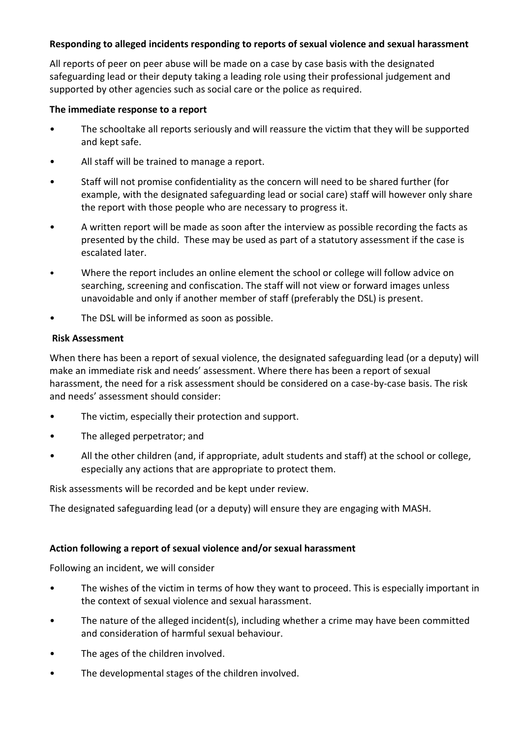**Responding to alleged incidents responding to reports of sexual violence and sexual harassment**

All reports of peer on peer abuse will be made on a case by case basis with the designated safeguarding lead or their deputy taking a leading role using their professional judgement and supported by other agencies such as social care or the police as required.

**The immediate response to a report**

- The schooltake all reports seriously and will reassure the victim that they will be supported and kept safe.
- All staff will be trained to manage a report.
- Staff will not promise confidentiality as the concern will need to be shared further (for example, with the designated safeguarding lead or social care) staff will however only share the report with those people who are necessary to progress it.
- A written report will be made as soon after the interview as possible recording the facts as presented by the child. These may be used as part of a statutory assessment if the case is escalated later.
- Where the report includes an online element the school or college will follow advice on searching, screening and confiscation. The staff will not view or forward images unless unavoidable and only if another member of staff (preferably the DSL) is present.
- The DSL will be informed as soon as possible.

**Risk Assessment**

When there has been a report of sexual violence, the designated safeguarding lead (or a deputy) will make an immediate risk and needs' assessment. Where there has been a report of sexual harassment, the need for a risk assessment should be considered on a case-by-case basis. The risk and needs' assessment should consider:

- The victim, especially their protection and support.
- The alleged perpetrator; and
- All the other children (and, if appropriate, adult students and staff) at the school or college, especially any actions that are appropriate to protect them.

Risk assessments will be recorded and be kept under review.

The designated safeguarding lead (or a deputy) will ensure they are engaging with MASH.

**Action following a report of sexual violence and/or sexual harassment**

Following an incident, we will consider

- The wishes of the victim in terms of how they want to proceed. This is especially important in the context of sexual violence and sexual harassment.
- The nature of the alleged incident(s), including whether a crime may have been committed and consideration of harmful sexual behaviour.
- The ages of the children involved.
- The developmental stages of the children involved.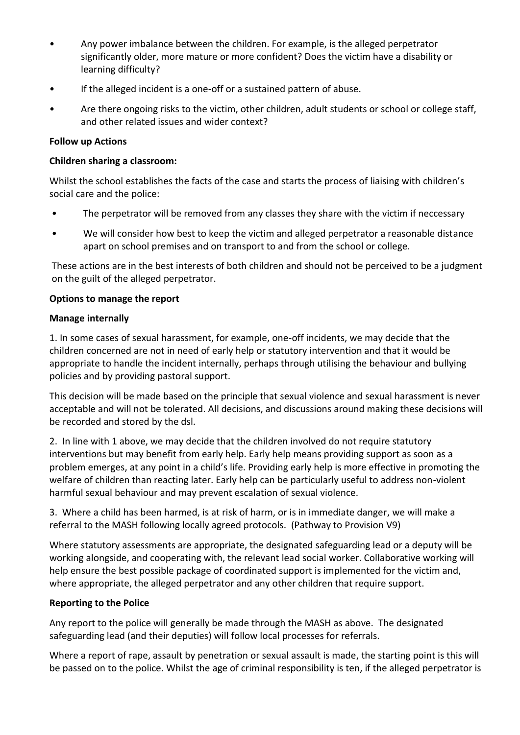- Any power imbalance between the children. For example, is the alleged perpetrator significantly older, more mature or more confident? Does the victim have a disability or learning difficulty?
- If the alleged incident is a one-off or a sustained pattern of abuse.
- Are there ongoing risks to the victim, other children, adult students or school or college staff, and other related issues and wider context?

**Follow up Actions**

**Children sharing a classroom:**

Whilst the school establishes the facts of the case and starts the process of liaising with children's social care and the police:

- The perpetrator will be removed from any classes they share with the victim if neccessary
- We will consider how best to keep the victim and alleged perpetrator a reasonable distance apart on school premises and on transport to and from the school or college.

These actions are in the best interests of both children and should not be perceived to be a judgment on the guilt of the alleged perpetrator.

**Options to manage the report**

**Manage internally**

1. In some cases of sexual harassment, for example, one-off incidents, we may decide that the children concerned are not in need of early help or statutory intervention and that it would be appropriate to handle the incident internally, perhaps through utilising the behaviour and bullying policies and by providing pastoral support.

This decision will be made based on the principle that sexual violence and sexual harassment is never acceptable and will not be tolerated. All decisions, and discussions around making these decisions will be recorded and stored by the dsl.

2. In line with 1 above, we may decide that the children involved do not require statutory interventions but may benefit from early help. Early help means providing support as soon as a problem emerges, at any point in a child's life. Providing early help is more effective in promoting the welfare of children than reacting later. Early help can be particularly useful to address non-violent harmful sexual behaviour and may prevent escalation of sexual violence.

3. Where a child has been harmed, is at risk of harm, or is in immediate danger, we will make a referral to the MASH following locally agreed protocols. (Pathway to Provision V9)

Where statutory assessments are appropriate, the designated safeguarding lead or a deputy will be working alongside, and cooperating with, the relevant lead social worker. Collaborative working will help ensure the best possible package of coordinated support is implemented for the victim and, where appropriate, the alleged perpetrator and any other children that require support.

**Reporting to the Police**

Any report to the police will generally be made through the MASH as above. The designated safeguarding lead (and their deputies) will follow local processes for referrals.

Where a report of rape, assault by penetration or sexual assault is made, the starting point is this will be passed on to the police. Whilst the age of criminal responsibility is ten, if the alleged perpetrator is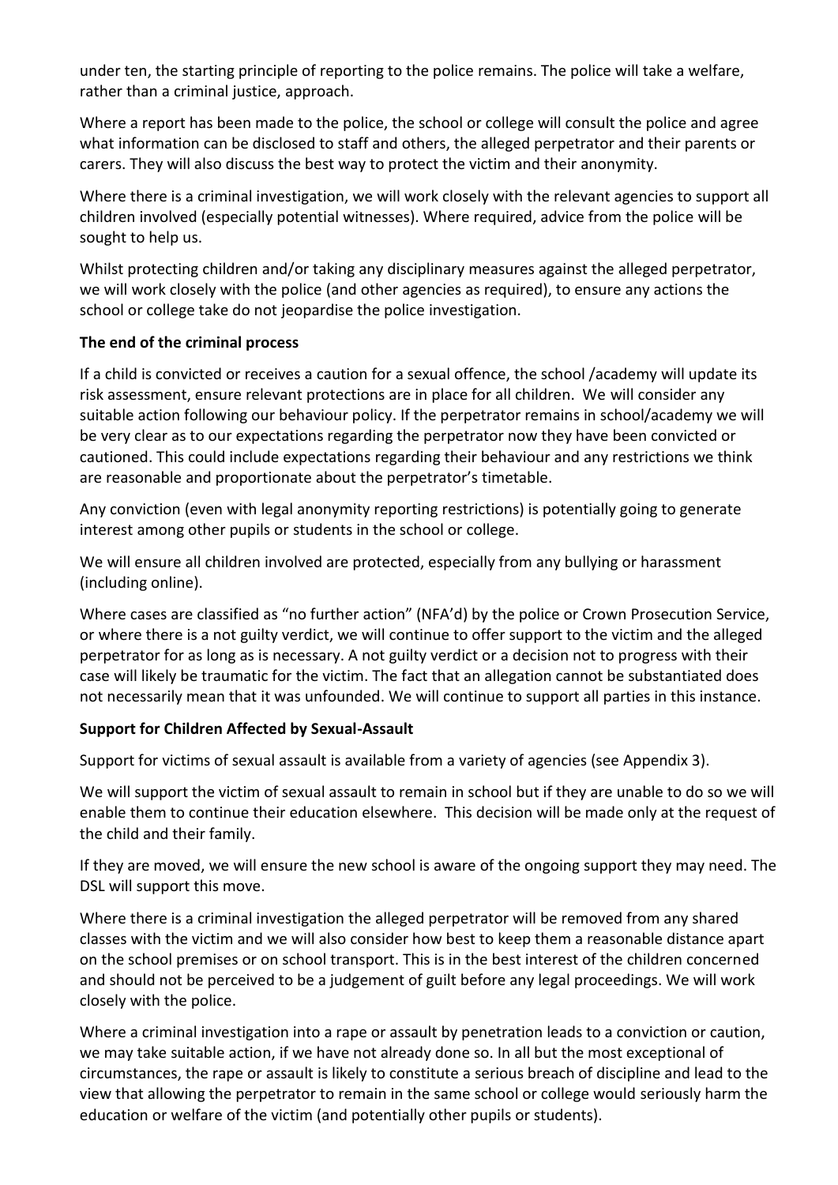under ten, the starting principle of reporting to the police remains. The police will take a welfare, rather than a criminal justice, approach.

Where a report has been made to the police, the school or college will consult the police and agree what information can be disclosed to staff and others, the alleged perpetrator and their parents or carers. They will also discuss the best way to protect the victim and their anonymity.

Where there is a criminal investigation, we will work closely with the relevant agencies to support all children involved (especially potential witnesses). Where required, advice from the police will be sought to help us.

Whilst protecting children and/or taking any disciplinary measures against the alleged perpetrator, we will work closely with the police (and other agencies as required), to ensure any actions the school or college take do not jeopardise the police investigation.

**The end of the criminal process**

If a child is convicted or receives a caution for a sexual offence, the school /academy will update its risk assessment, ensure relevant protections are in place for all children. We will consider any suitable action following our behaviour policy. If the perpetrator remains in school/academy we will be very clear as to our expectations regarding the perpetrator now they have been convicted or cautioned. This could include expectations regarding their behaviour and any restrictions we think are reasonable and proportionate about the perpetrator's timetable.

Any conviction (even with legal anonymity reporting restrictions) is potentially going to generate interest among other pupils or students in the school or college.

We will ensure all children involved are protected, especially from any bullying or harassment (including online).

Where cases are classified as "no further action" (NFA'd) by the police or Crown Prosecution Service, or where there is a not guilty verdict, we will continue to offer support to the victim and the alleged perpetrator for as long as is necessary. A not guilty verdict or a decision not to progress with their case will likely be traumatic for the victim. The fact that an allegation cannot be substantiated does not necessarily mean that it was unfounded. We will continue to support all parties in this instance.

**Support for Children Affected by Sexual-Assault**

Support for victims of sexual assault is available from a variety of agencies (see Appendix 3).

We will support the victim of sexual assault to remain in school but if they are unable to do so we will enable them to continue their education elsewhere. This decision will be made only at the request of the child and their family.

If they are moved, we will ensure the new school is aware of the ongoing support they may need. The DSL will support this move.

Where there is a criminal investigation the alleged perpetrator will be removed from any shared classes with the victim and we will also consider how best to keep them a reasonable distance apart on the school premises or on school transport. This is in the best interest of the children concerned and should not be perceived to be a judgement of guilt before any legal proceedings. We will work closely with the police.

Where a criminal investigation into a rape or assault by penetration leads to a conviction or caution, we may take suitable action, if we have not already done so. In all but the most exceptional of circumstances, the rape or assault is likely to constitute a serious breach of discipline and lead to the view that allowing the perpetrator to remain in the same school or college would seriously harm the education or welfare of the victim (and potentially other pupils or students).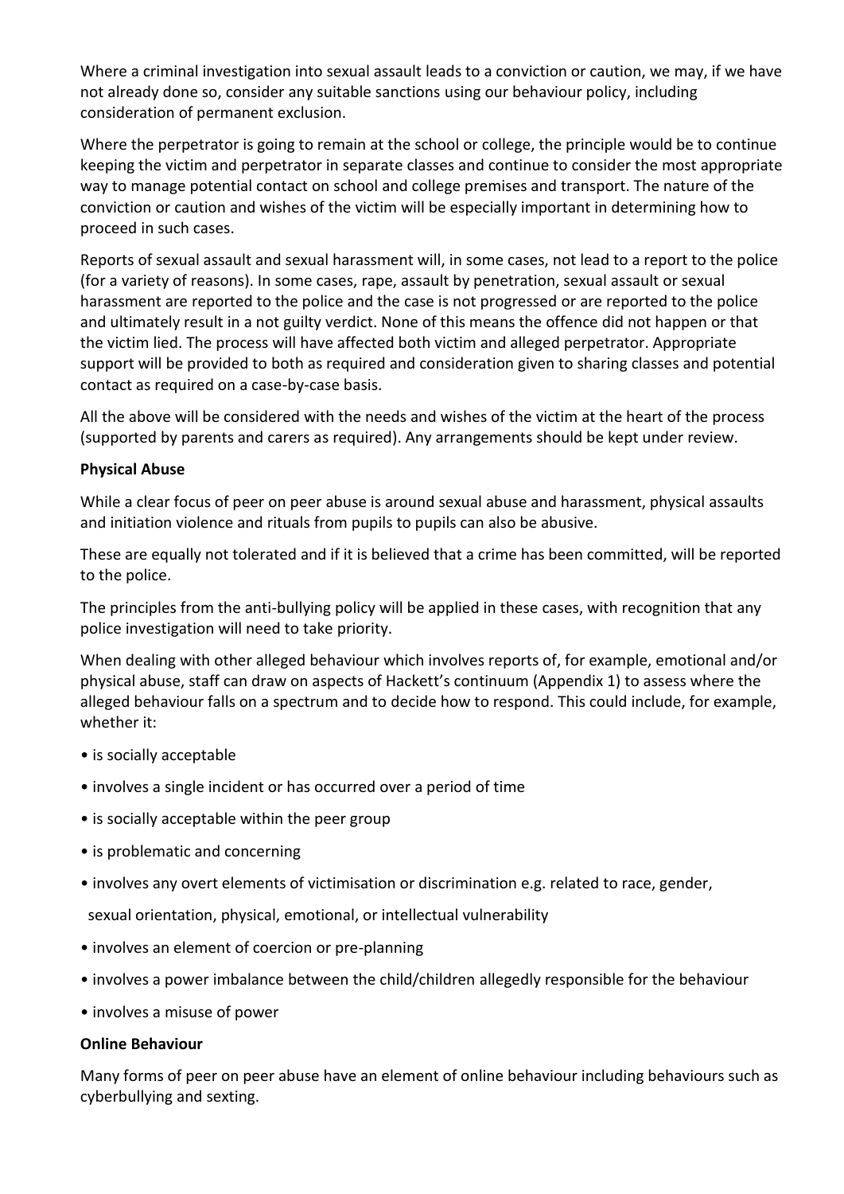Where a criminal investigation into sexual assault leads to a conviction or caution, we may, if we have not already done so, consider any suitable sanctions using our behaviour policy, including consideration of permanent exclusion.

Where the perpetrator is going to remain at the school or college, the principle would be to continue keeping the victim and perpetrator in separate classes and continue to consider the most appropriate way to manage potential contact on school and college premises and transport. The nature of the conviction or caution and wishes of the victim will be especially important in determining how to proceed in such cases.

Reports of sexual assault and sexual harassment will, in some cases, not lead to a report to the police (for a variety of reasons). In some cases, rape, assault by penetration, sexual assault or sexual harassment are reported to the police and the case is not progressed or are reported to the police and ultimately result in a not guilty verdict. None of this means the offence did not happen or that the victim lied. The process will have affected both victim and alleged perpetrator. Appropriate support will be provided to both as required and consideration given to sharing classes and potential contact as required on a case-by-case basis.

All the above will be considered with the needs and wishes of the victim at the heart of the process (supported by parents and carers as required). Any arrangements should be kept under review.

**Physical Abuse**

While a clear focus of peer on peer abuse is around sexual abuse and harassment, physical assaults and initiation violence and rituals from pupils to pupils can also be abusive.

These are equally not tolerated and if it is believed that a crime has been committed, will be reported to the police.

The principles from the anti-bullying policy will be applied in these cases, with recognition that any police investigation will need to take priority.

When dealing with other alleged behaviour which involves reports of, for example, emotional and/or physical abuse, staff can draw on aspects of Hackett's continuum (Appendix 1) to assess where the alleged behaviour falls on a spectrum and to decide how to respond. This could include, for example, whether it:

- is socially acceptable
- involves a single incident or has occurred over a period of time
- is socially acceptable within the peer group
- is problematic and concerning
- involves any overt elements of victimisation or discrimination e.g. related to race, gender, sexual orientation, physical, emotional, or intellectual vulnerability
- involves an element of coercion or pre-planning
- involves a power imbalance between the child/children allegedly responsible for the behaviour
- involves a misuse of power

**Online Behaviour**

Many forms of peer on peer abuse have an element of online behaviour including behaviours such as cyberbullying and sexting.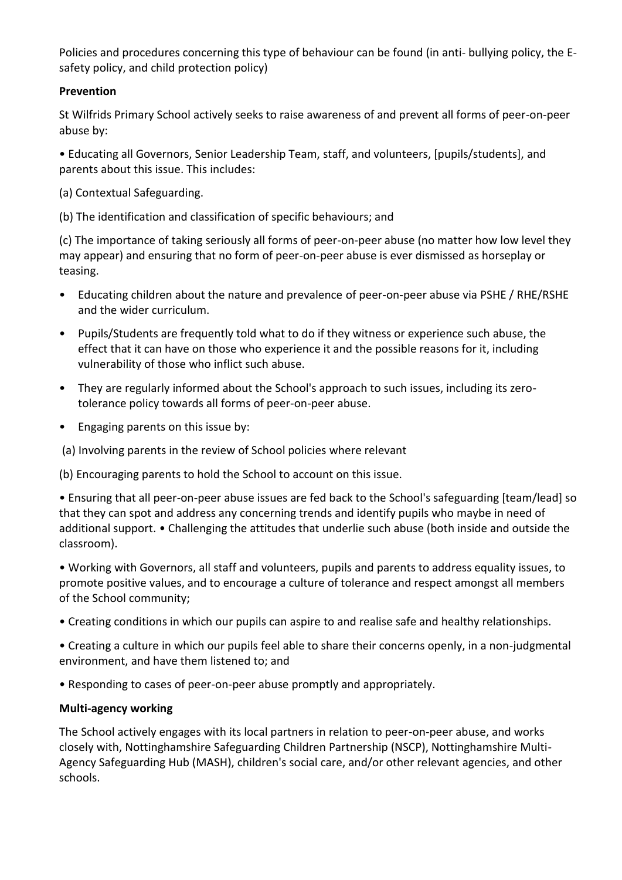Policies and procedures concerning this type of behaviour can be found (in anti- bullying policy, the E-safety policy, and child protection policy)

**Prevention**

St Wilfrids Primary School actively seeks to raise awareness of and prevent all forms of peer-on-peer abuse by:

• Educating all Governors, Senior Leadership Team, staff, and volunteers, [pupils/students], and parents about this issue. This includes:

(a) Contextual Safeguarding.

(b) The identification and classification of specific behaviours; and

(c) The importance of taking seriously all forms of peer-on-peer abuse (no matter how low level they may appear) and ensuring that no form of peer-on-peer abuse is ever dismissed as horseplay or teasing.

- Educating children about the nature and prevalence of peer-on-peer abuse via PSHE / RHE/RSHE and the wider curriculum.
- Pupils/Students are frequently told what to do if they witness or experience such abuse, the effect that it can have on those who experience it and the possible reasons for it, including vulnerability of those who inflict such abuse.
- They are regularly informed about the School's approach to such issues, including its zero-tolerance policy towards all forms of peer-on-peer abuse.
- Engaging parents on this issue by:

(a) Involving parents in the review of School policies where relevant

(b) Encouraging parents to hold the School to account on this issue.

• Ensuring that all peer-on-peer abuse issues are fed back to the School's safeguarding [team/lead] so that they can spot and address any concerning trends and identify pupils who maybe in need of additional support. • Challenging the attitudes that underlie such abuse (both inside and outside the classroom).

• Working with Governors, all staff and volunteers, pupils and parents to address equality issues, to promote positive values, and to encourage a culture of tolerance and respect amongst all members of the School community;

• Creating conditions in which our pupils can aspire to and realise safe and healthy relationships.

• Creating a culture in which our pupils feel able to share their concerns openly, in a non-judgmental environment, and have them listened to; and

• Responding to cases of peer-on-peer abuse promptly and appropriately.

**Multi-agency working**

The School actively engages with its local partners in relation to peer-on-peer abuse, and works closely with, Nottinghamshire Safeguarding Children Partnership (NSCP), Nottinghamshire Multi-Agency Safeguarding Hub (MASH), children's social care, and/or other relevant agencies, and other schools.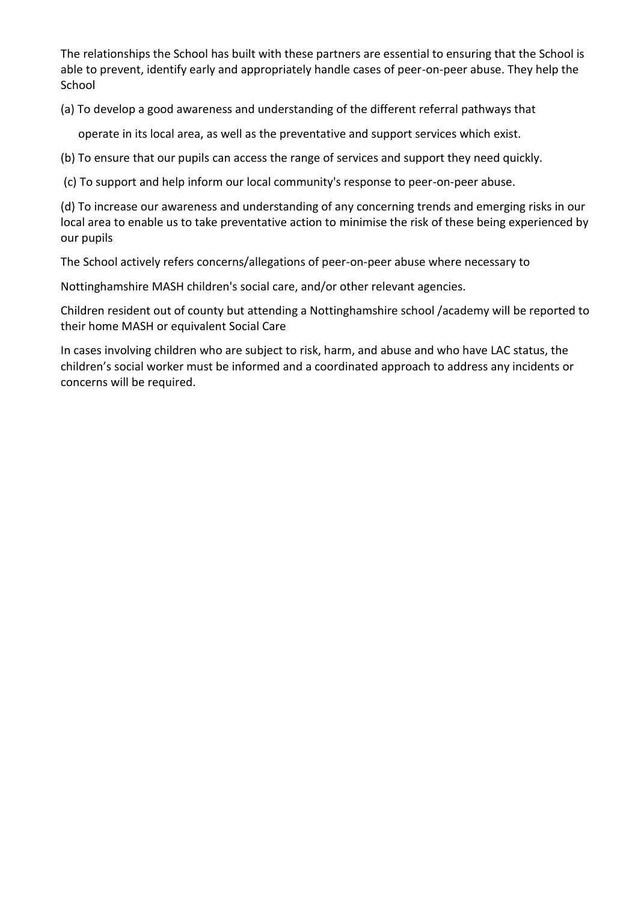The relationships the School has built with these partners are essential to ensuring that the School is able to prevent, identify early and appropriately handle cases of peer-on-peer abuse. They help the School

(a) To develop a good awareness and understanding of the different referral pathways that operate in its local area, as well as the preventative and support services which exist.

(b) To ensure that our pupils can access the range of services and support they need quickly.

(c) To support and help inform our local community's response to peer-on-peer abuse.

(d) To increase our awareness and understanding of any concerning trends and emerging risks in our local area to enable us to take preventative action to minimise the risk of these being experienced by our pupils

The School actively refers concerns/allegations of peer-on-peer abuse where necessary to

Nottinghamshire MASH children's social care, and/or other relevant agencies.

Children resident out of county but attending a Nottinghamshire school /academy will be reported to their home MASH or equivalent Social Care

In cases involving children who are subject to risk, harm, and abuse and who have LAC status, the children's social worker must be informed and a coordinated approach to address any incidents or concerns will be required.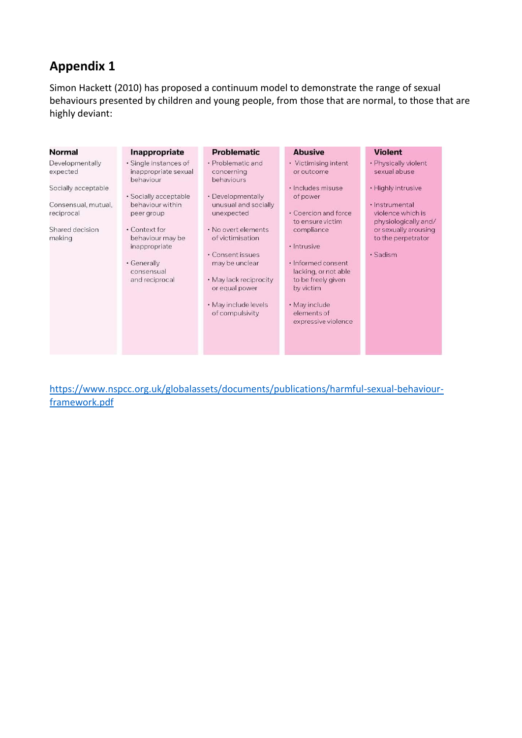## Appendix 1

Simon Hackett (2010) has proposed a continuum model to demonstrate the range of sexual behaviours presented by children and young people, from those that are normal, to those that are highly deviant:

| Normal | Inappropriate | Problematic | Abusive | Violent |
|---|---|---|---|---|
| Developmentally expected<br><br>Socially acceptable<br><br>Consensual, mutual, reciprocal<br><br>Shared decision making | • Single instances of inappropriate sexual behaviour<br><br>• Socially acceptable behaviour within peer group<br><br>• Context for behaviour may be inappropriate<br><br>• Generally consensual and reciprocal | • Problematic and concerning behaviours<br><br>• Developmentally unusual and socially unexpected<br><br>• No overt elements of victimisation<br><br>• Consent issues may be unclear<br><br>• May lack reciprocity or equal power<br><br>• May include levels of compulsivity | • Victimising intent or outcome<br><br>• Includes misuse of power<br><br>• Coercion and force to ensure victim compliance<br><br>• Intrusive<br><br>• Informed consent lacking, or not able to be freely given by victim<br><br>• May include elements of expressive violence | • Physically violent sexual abuse<br><br>• Highly intrusive<br><br>• Instrumental violence which is physiologically and/ or sexually arousing to the perpetrator<br><br>• Sadism |

https://www.nspcc.org.uk/globalassets/documents/publications/harmful-sexual-behaviour-framework.pdf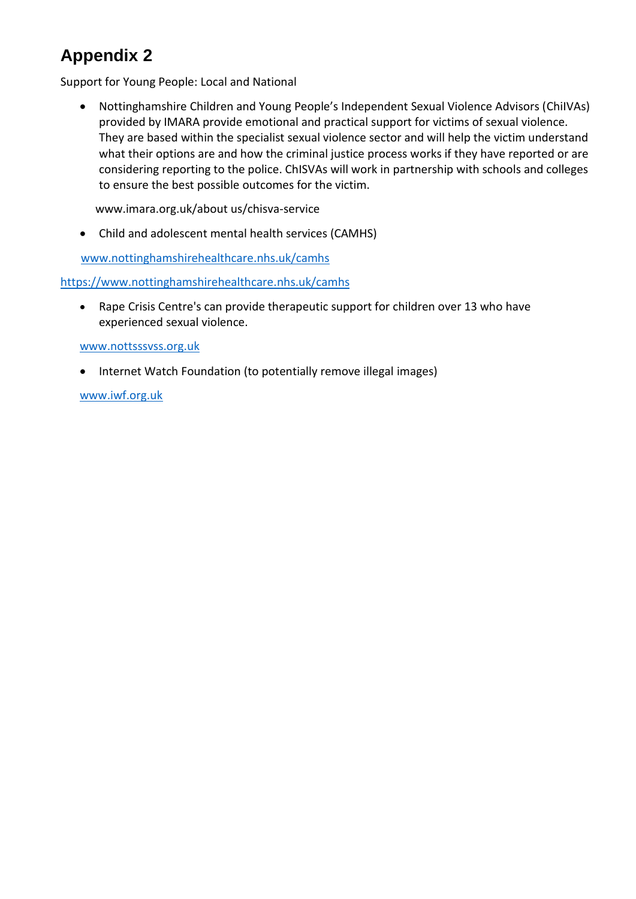# Appendix 2

Support for Young People: Local and National

- Nottinghamshire Children and Young People's Independent Sexual Violence Advisors (ChiIVAs) provided by IMARA provide emotional and practical support for victims of sexual violence. They are based within the specialist sexual violence sector and will help the victim understand what their options are and how the criminal justice process works if they have reported or are considering reporting to the police. ChISVAs will work in partnership with schools and colleges to ensure the best possible outcomes for the victim.

  www.imara.org.uk/about us/chisva-service

- Child and adolescent mental health services (CAMHS)

  www.nottinghamshirehealthcare.nhs.uk/camhs

https://www.nottinghamshirehealthcare.nhs.uk/camhs

- Rape Crisis Centre's can provide therapeutic support for children over 13 who have experienced sexual violence.

  www.nottsssvss.org.uk

- Internet Watch Foundation (to potentially remove illegal images)

  www.iwf.org.uk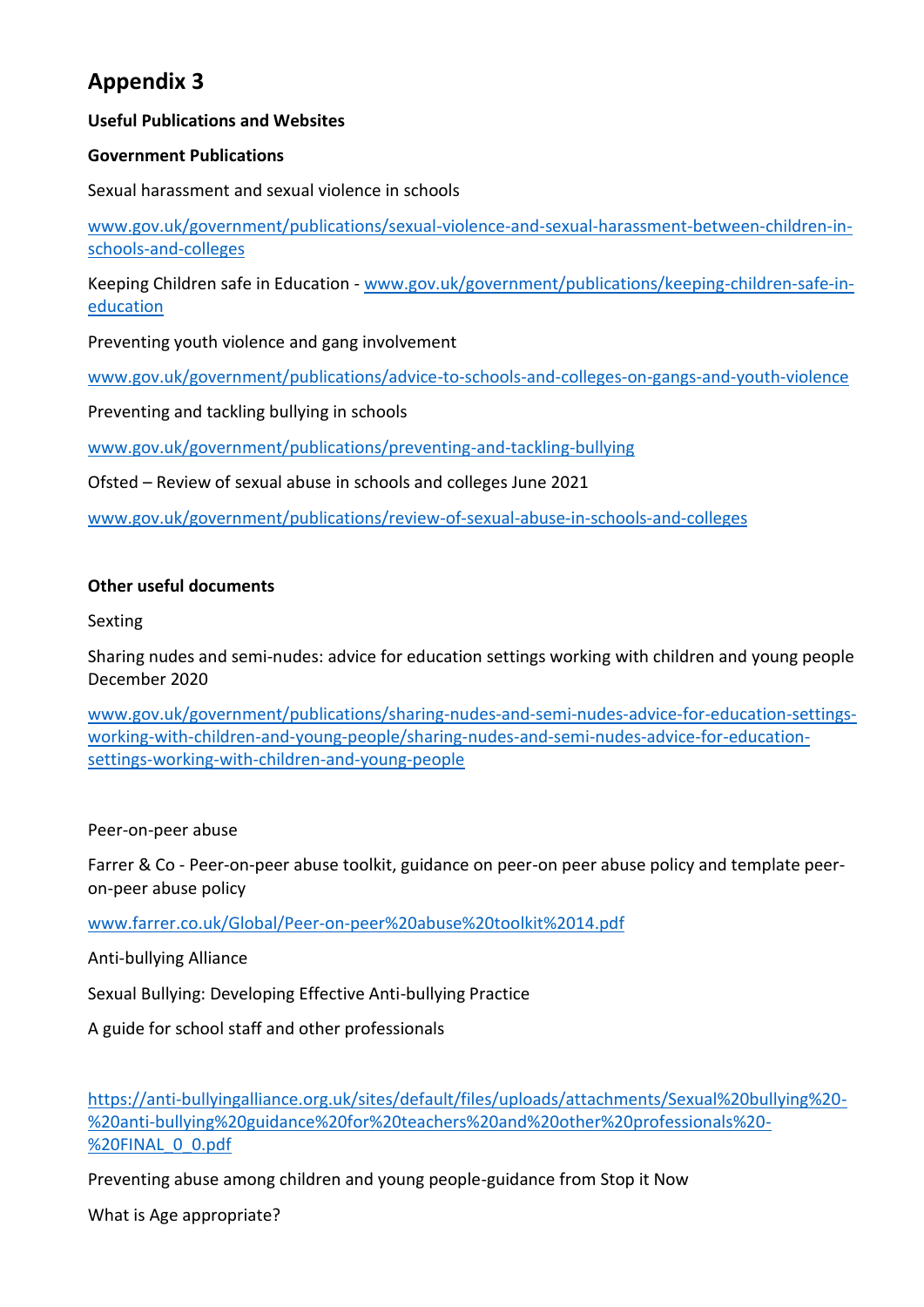# Appendix 3

**Useful Publications and Websites**

**Government Publications**

Sexual harassment and sexual violence in schools

[www.gov.uk/government/publications/sexual-violence-and-sexual-harassment-between-children-in-schools-and-colleges](www.gov.uk/government/publications/sexual-violence-and-sexual-harassment-between-children-in-schools-and-colleges)

Keeping Children safe in Education - [www.gov.uk/government/publications/keeping-children-safe-in-education](www.gov.uk/government/publications/keeping-children-safe-in-education)

Preventing youth violence and gang involvement

[www.gov.uk/government/publications/advice-to-schools-and-colleges-on-gangs-and-youth-violence](www.gov.uk/government/publications/advice-to-schools-and-colleges-on-gangs-and-youth-violence)

Preventing and tackling bullying in schools

[www.gov.uk/government/publications/preventing-and-tackling-bullying](www.gov.uk/government/publications/preventing-and-tackling-bullying)

Ofsted – Review of sexual abuse in schools and colleges June 2021

[www.gov.uk/government/publications/review-of-sexual-abuse-in-schools-and-colleges](www.gov.uk/government/publications/review-of-sexual-abuse-in-schools-and-colleges)

**Other useful documents**

Sexting

Sharing nudes and semi-nudes: advice for education settings working with children and young people December 2020

[www.gov.uk/government/publications/sharing-nudes-and-semi-nudes-advice-for-education-settings-working-with-children-and-young-people/sharing-nudes-and-semi-nudes-advice-for-education-settings-working-with-children-and-young-people](www.gov.uk/government/publications/sharing-nudes-and-semi-nudes-advice-for-education-settings-working-with-children-and-young-people/sharing-nudes-and-semi-nudes-advice-for-education-settings-working-with-children-and-young-people)

Peer-on-peer abuse

Farrer & Co - Peer-on-peer abuse toolkit, guidance on peer-on peer abuse policy and template peer-on-peer abuse policy

[www.farrer.co.uk/Global/Peer-on-peer%20abuse%20toolkit%2014.pdf](www.farrer.co.uk/Global/Peer-on-peer%20abuse%20toolkit%2014.pdf)

Anti-bullying Alliance

Sexual Bullying: Developing Effective Anti-bullying Practice

A guide for school staff and other professionals

[https://anti-bullyingalliance.org.uk/sites/default/files/uploads/attachments/Sexual%20bullying%20-%20anti-bullying%20guidance%20for%20teachers%20and%20other%20professionals%20-%20FINAL_0_0.pdf](https://anti-bullyingalliance.org.uk/sites/default/files/uploads/attachments/Sexual%20bullying%20-%20anti-bullying%20guidance%20for%20teachers%20and%20other%20professionals%20-%20FINAL_0_0.pdf)

Preventing abuse among children and young people-guidance from Stop it Now

What is Age appropriate?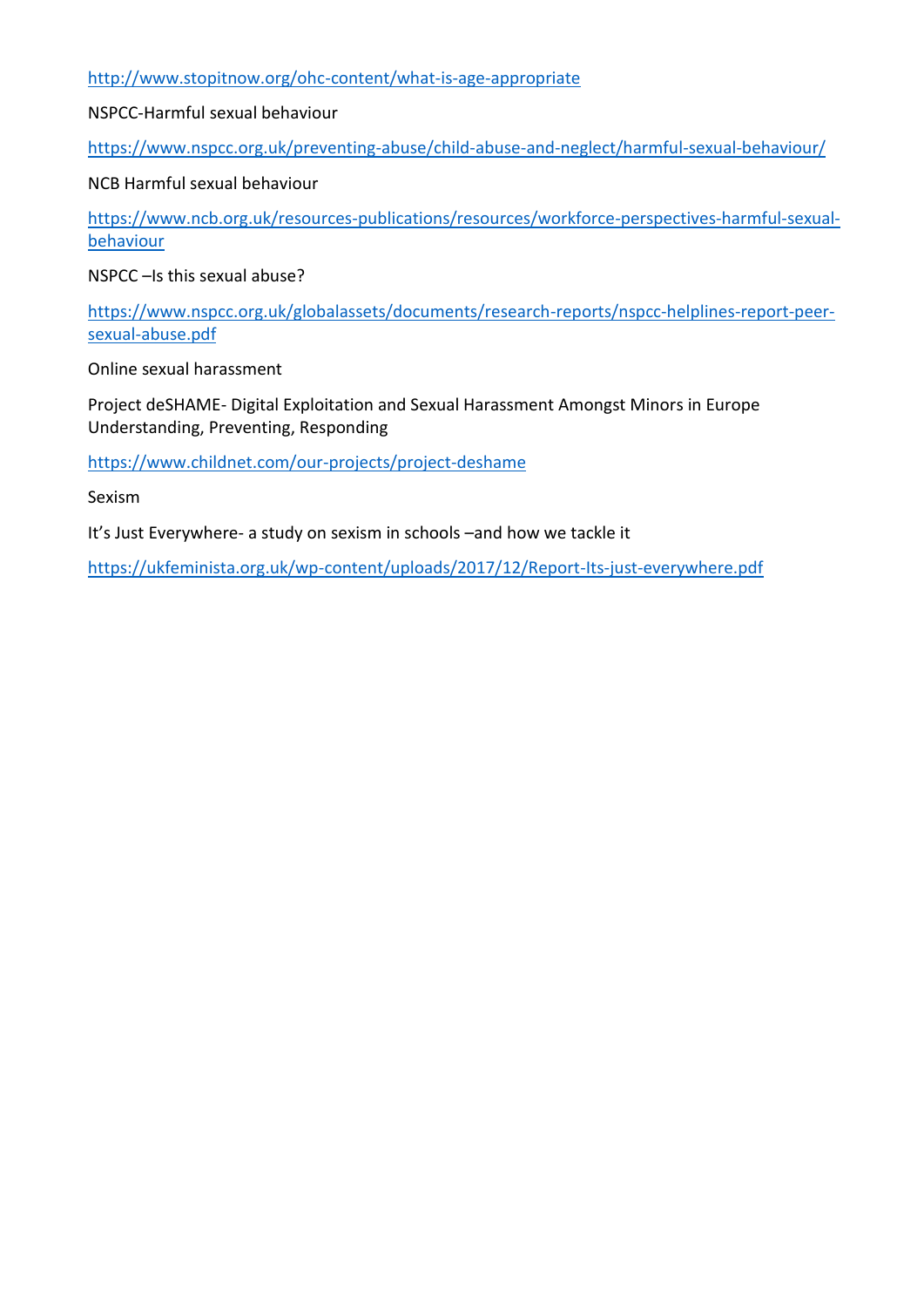http://www.stopitnow.org/ohc-content/what-is-age-appropriate

NSPCC-Harmful sexual behaviour

https://www.nspcc.org.uk/preventing-abuse/child-abuse-and-neglect/harmful-sexual-behaviour/

NCB Harmful sexual behaviour

https://www.ncb.org.uk/resources-publications/resources/workforce-perspectives-harmful-sexual-behaviour

NSPCC –Is this sexual abuse?

https://www.nspcc.org.uk/globalassets/documents/research-reports/nspcc-helplines-report-peer-sexual-abuse.pdf

Online sexual harassment

Project deSHAME- Digital Exploitation and Sexual Harassment Amongst Minors in Europe Understanding, Preventing, Responding

https://www.childnet.com/our-projects/project-deshame

Sexism

It's Just Everywhere- a study on sexism in schools –and how we tackle it

https://ukfeminista.org.uk/wp-content/uploads/2017/12/Report-Its-just-everywhere.pdf